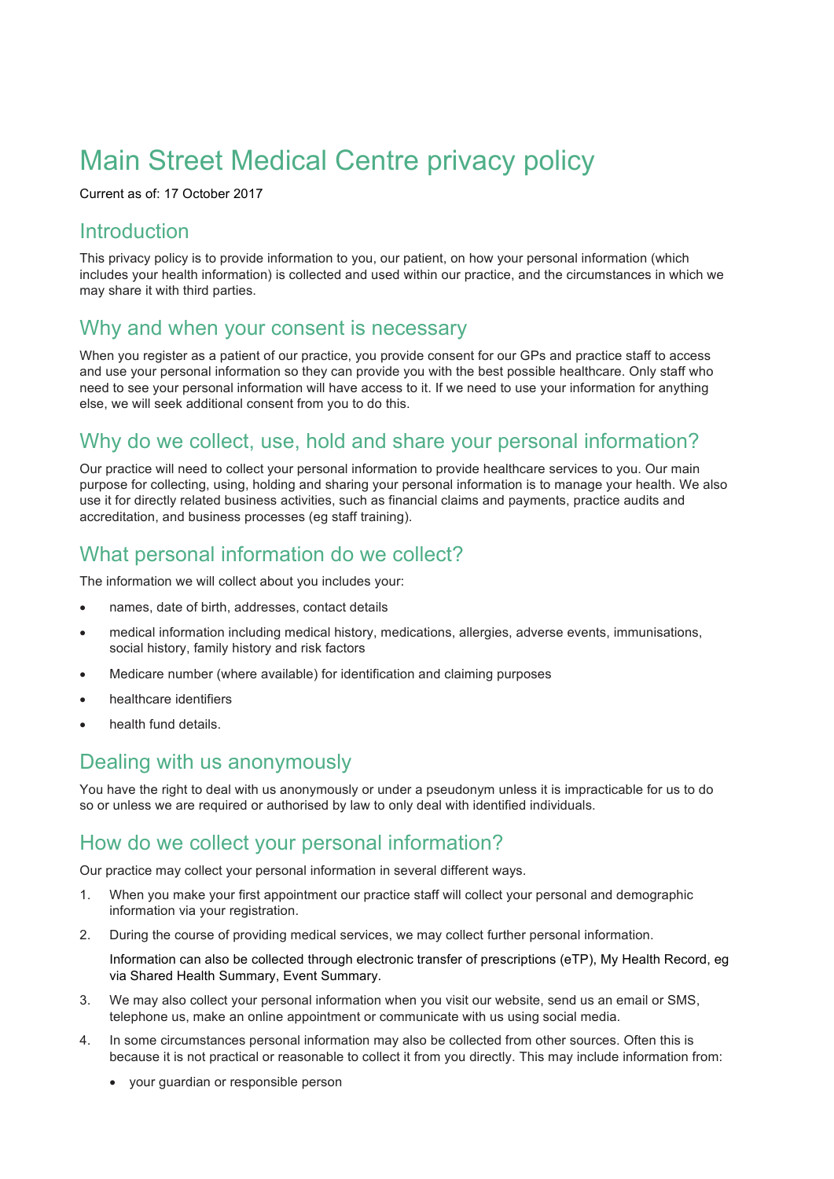# Main Street Medical Centre privacy policy

Current as of: 17 October 2017

## Introduction

This privacy policy is to provide information to you, our patient, on how your personal information (which includes your health information) is collected and used within our practice, and the circumstances in which we may share it with third parties.

## Why and when your consent is necessary

When you register as a patient of our practice, you provide consent for our GPs and practice staff to access and use your personal information so they can provide you with the best possible healthcare. Only staff who need to see your personal information will have access to it. If we need to use your information for anything else, we will seek additional consent from you to do this.

## Why do we collect, use, hold and share your personal information?

Our practice will need to collect your personal information to provide healthcare services to you. Our main purpose for collecting, using, holding and sharing your personal information is to manage your health. We also use it for directly related business activities, such as financial claims and payments, practice audits and accreditation, and business processes (eg staff training).

## What personal information do we collect?

The information we will collect about you includes your:

- names, date of birth, addresses, contact details
- medical information including medical history, medications, allergies, adverse events, immunisations, social history, family history and risk factors
- Medicare number (where available) for identification and claiming purposes
- healthcare identifiers
- health fund details.

## Dealing with us anonymously

You have the right to deal with us anonymously or under a pseudonym unless it is impracticable for us to do so or unless we are required or authorised by law to only deal with identified individuals.

## How do we collect your personal information?

Our practice may collect your personal information in several different ways.

1. When you make your first appointment our practice staff will collect your personal and demographic information via your registration.
2. During the course of providing medical services, we may collect further personal information.

   Information can also be collected through electronic transfer of prescriptions (eTP), My Health Record, eg via Shared Health Summary, Event Summary.
3. We may also collect your personal information when you visit our website, send us an email or SMS, telephone us, make an online appointment or communicate with us using social media.
4. In some circumstances personal information may also be collected from other sources. Often this is because it is not practical or reasonable to collect it from you directly. This may include information from:
   - your guardian or responsible person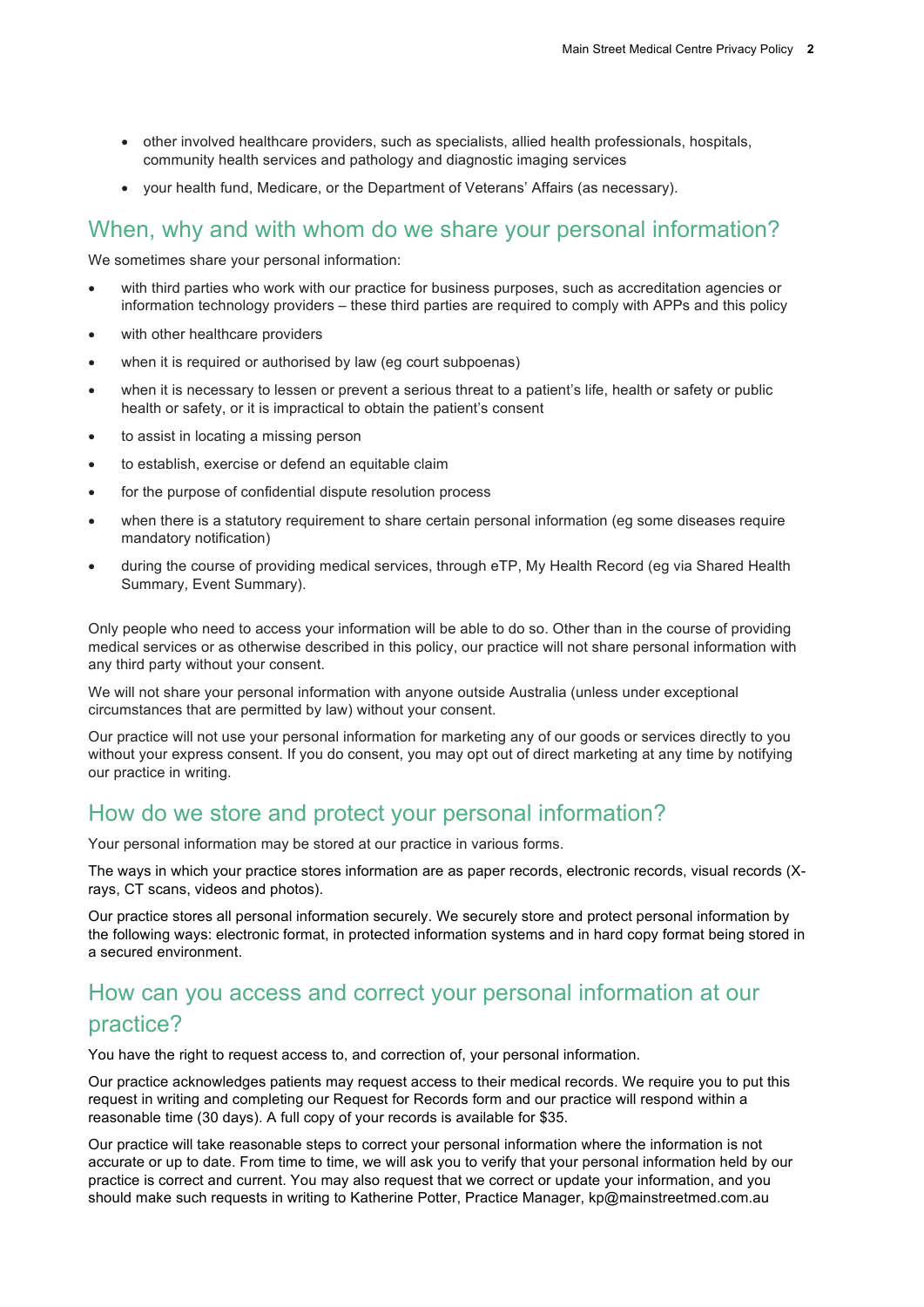- other involved healthcare providers, such as specialists, allied health professionals, hospitals, community health services and pathology and diagnostic imaging services
- your health fund, Medicare, or the Department of Veterans' Affairs (as necessary).

## When, why and with whom do we share your personal information?

We sometimes share your personal information:

- with third parties who work with our practice for business purposes, such as accreditation agencies or information technology providers – these third parties are required to comply with APPs and this policy
- with other healthcare providers
- when it is required or authorised by law (eg court subpoenas)
- when it is necessary to lessen or prevent a serious threat to a patient's life, health or safety or public health or safety, or it is impractical to obtain the patient's consent
- to assist in locating a missing person
- to establish, exercise or defend an equitable claim
- for the purpose of confidential dispute resolution process
- when there is a statutory requirement to share certain personal information (eg some diseases require mandatory notification)
- during the course of providing medical services, through eTP, My Health Record (eg via Shared Health Summary, Event Summary).

Only people who need to access your information will be able to do so. Other than in the course of providing medical services or as otherwise described in this policy, our practice will not share personal information with any third party without your consent.

We will not share your personal information with anyone outside Australia (unless under exceptional circumstances that are permitted by law) without your consent.

Our practice will not use your personal information for marketing any of our goods or services directly to you without your express consent. If you do consent, you may opt out of direct marketing at any time by notifying our practice in writing.

## How do we store and protect your personal information?

Your personal information may be stored at our practice in various forms.

The ways in which your practice stores information are as paper records, electronic records, visual records (X-rays, CT scans, videos and photos).

Our practice stores all personal information securely. We securely store and protect personal information by the following ways: electronic format, in protected information systems and in hard copy format being stored in a secured environment.

## How can you access and correct your personal information at our practice?

You have the right to request access to, and correction of, your personal information.

Our practice acknowledges patients may request access to their medical records. We require you to put this request in writing and completing our Request for Records form and our practice will respond within a reasonable time (30 days). A full copy of your records is available for $35.

Our practice will take reasonable steps to correct your personal information where the information is not accurate or up to date. From time to time, we will ask you to verify that your personal information held by our practice is correct and current. You may also request that we correct or update your information, and you should make such requests in writing to Katherine Potter, Practice Manager, kp@mainstreetmed.com.au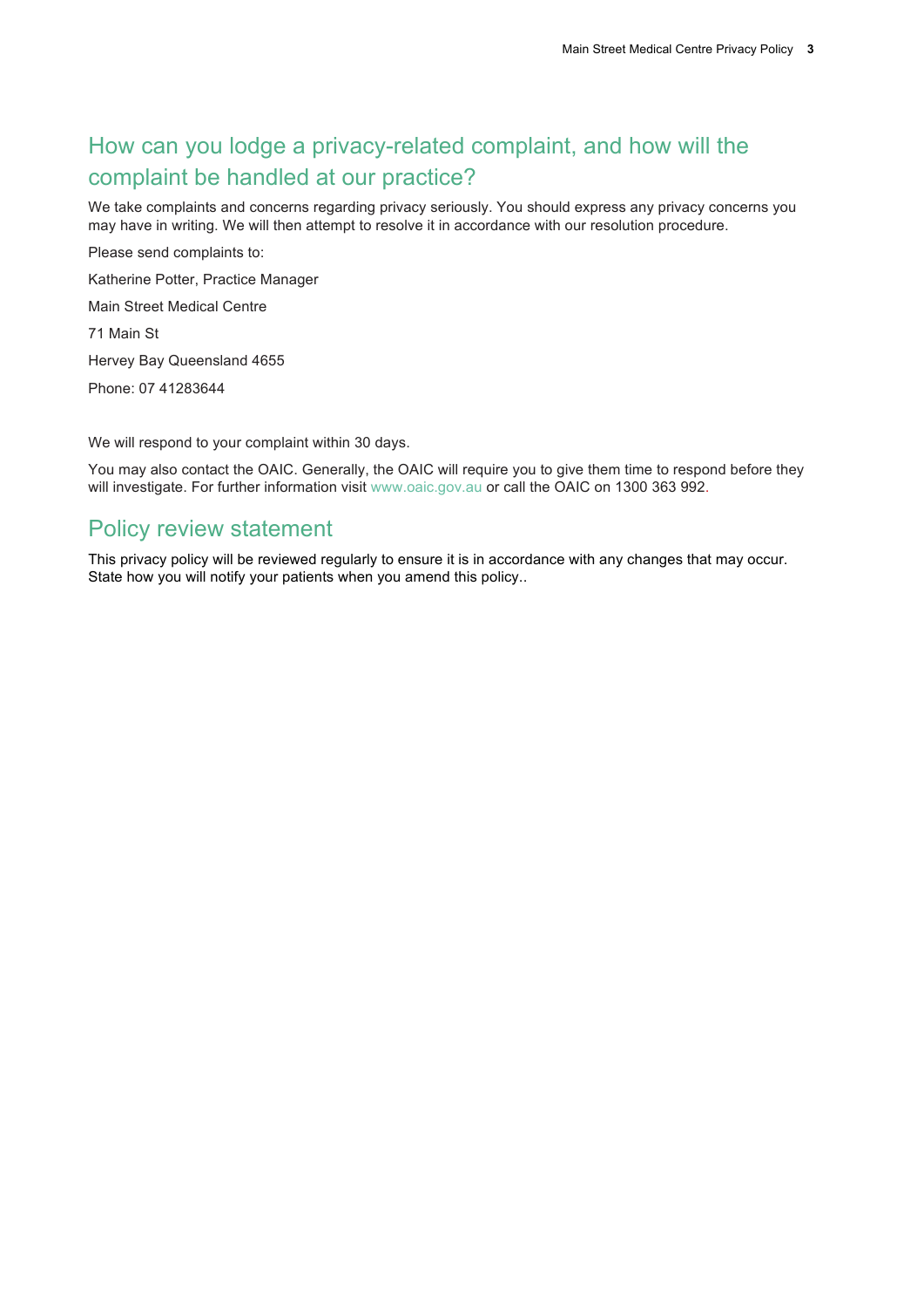## How can you lodge a privacy-related complaint, and how will the complaint be handled at our practice?

We take complaints and concerns regarding privacy seriously. You should express any privacy concerns you may have in writing. We will then attempt to resolve it in accordance with our resolution procedure.

Please send complaints to:

Katherine Potter, Practice Manager

Main Street Medical Centre

71 Main St

Hervey Bay Queensland 4655

Phone: 07 41283644

We will respond to your complaint within 30 days.

You may also contact the OAIC. Generally, the OAIC will require you to give them time to respond before they will investigate. For further information visit www.oaic.gov.au or call the OAIC on 1300 363 992.

## Policy review statement

This privacy policy will be reviewed regularly to ensure it is in accordance with any changes that may occur. State how you will notify your patients when you amend this policy..